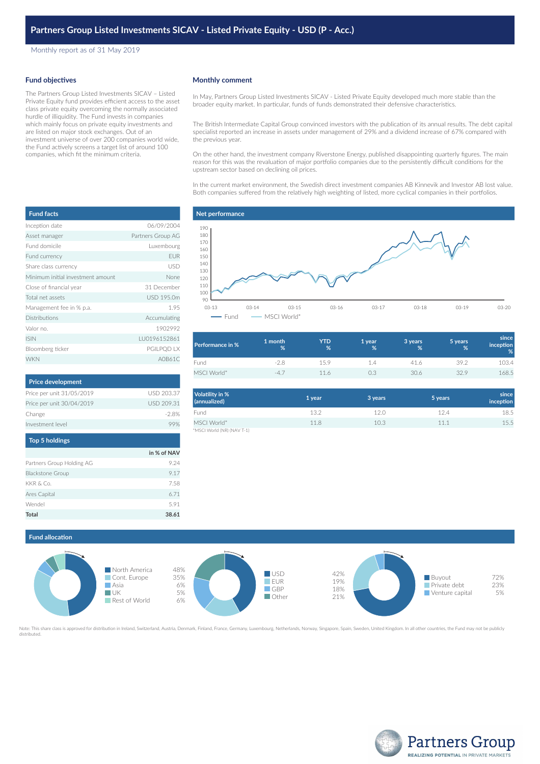# Partners Group Listed Investments SICAV - Listed Private Equity - USD (P - Acc.)

Monthly report as of 31 May 2019

## Fund objectives

The Partners Group Listed Investments SICAV – Listed Private Equity fund provides efficient access to the asset class private equity overcoming the normally associated hurdle of illiquidity. The Fund invests in companies which mainly focus on private equity investments and are listed on major stock exchanges. Out of an investment universe of over 200 companies world wide, the Fund actively screens a target list of around 100 companies, which fit the minimum criteria.

## Monthly comment

In May, Partners Group Listed Investments SICAV - Listed Private Equity developed much more stable than the broader equity market. In particular, funds of funds demonstrated their defensive characteristics.

The British Intermediate Capital Group convinced investors with the publication of its annual results. The debt capital specialist reported an increase in assets under management of 29% and a dividend increase of 67% compared with the previous year.

On the other hand, the investment company Riverstone Energy, published disappointing quarterly figures. The main reason for this was the revaluation of major portfolio companies due to the persistently difficult conditions for the upstream sector based on declining oil prices.

In the current market environment, the Swedish direct investment companies AB Kinnevik and Investor AB lost value. Both companies suffered from the relatively high weighting of listed, more cyclical companies in their portfolios.

## Fund facts

| | |
|---|---|
| Inception date | 06/09/2004 |
| Asset manager | Partners Group AG |
| Fund domicile | Luxembourg |
| Fund currency | EUR |
| Share class currency | USD |
| Minimum initial investment amount | None |
| Close of financial year | 31 December |
| Total net assets | USD 195.0m |
| Management fee in % p.a. | 1.95 |
| Distributions | Accumulating |
| Valor no. | 1902992 |
| ISIN | LU0196152861 |
| Bloomberg ticker | PGILPQD LX |
| WKN | A0B61C |

## Net performance

Fund — MSCI World*

## Price development

| | |
|---|---|
| Price per unit 31/05/2019 | USD 203.37 |
| Price per unit 30/04/2019 | USD 209.31 |
| Change | -2.8% |
| Investment level | 99% |

## Top 5 holdings

| | in % of NAV |
|---|---|
| Partners Group Holding AG | 9.24 |
| Blackstone Group | 9.17 |
| KKR & Co. | 7.58 |
| Ares Capital | 6.71 |
| Wendel | 5.91 |
| **Total** | **38.61** |

| Performance in % | 1 month % | YTD % | 1 year % | 3 years % | 5 years % | since inception % |
|---|---|---|---|---|---|---|
| Fund | -2.8 | 15.9 | 1.4 | 41.6 | 39.2 | 103.4 |
| MSCI World* | -4.7 | 11.6 | 0.3 | 30.6 | 32.9 | 168.5 |

| Volatility in % (annualized) | 1 year | 3 years | 5 years | since inception |
|---|---|---|---|---|
| Fund | 13.2 | 12.0 | 12.4 | 18.5 |
| MSCI World* | 11.8 | 10.3 | 11.1 | 15.5 |

*MSCI World (NR) (NAV T-1)

## Fund allocation

| Region | % |
|---|---|
| North America | 48% |
| Cont. Europe | 35% |
| Asia | 6% |
| UK | 5% |
| Rest of World | 6% |

| Currency | % |
|---|---|
| USD | 42% |
| EUR | 19% |
| GBP | 18% |
| Other | 21% |

| Strategy | % |
|---|---|
| Buyout | 72% |
| Private debt | 23% |
| Venture capital | 5% |

Note: This share class is approved for distribution in Ireland, Switzerland, Austria, Denmark, Finland, France, Germany, Luxembourg, Netherlands, Norway, Singapore, Spain, Sweden, United Kingdom. In all other countries, the Fund may not be publicly distributed.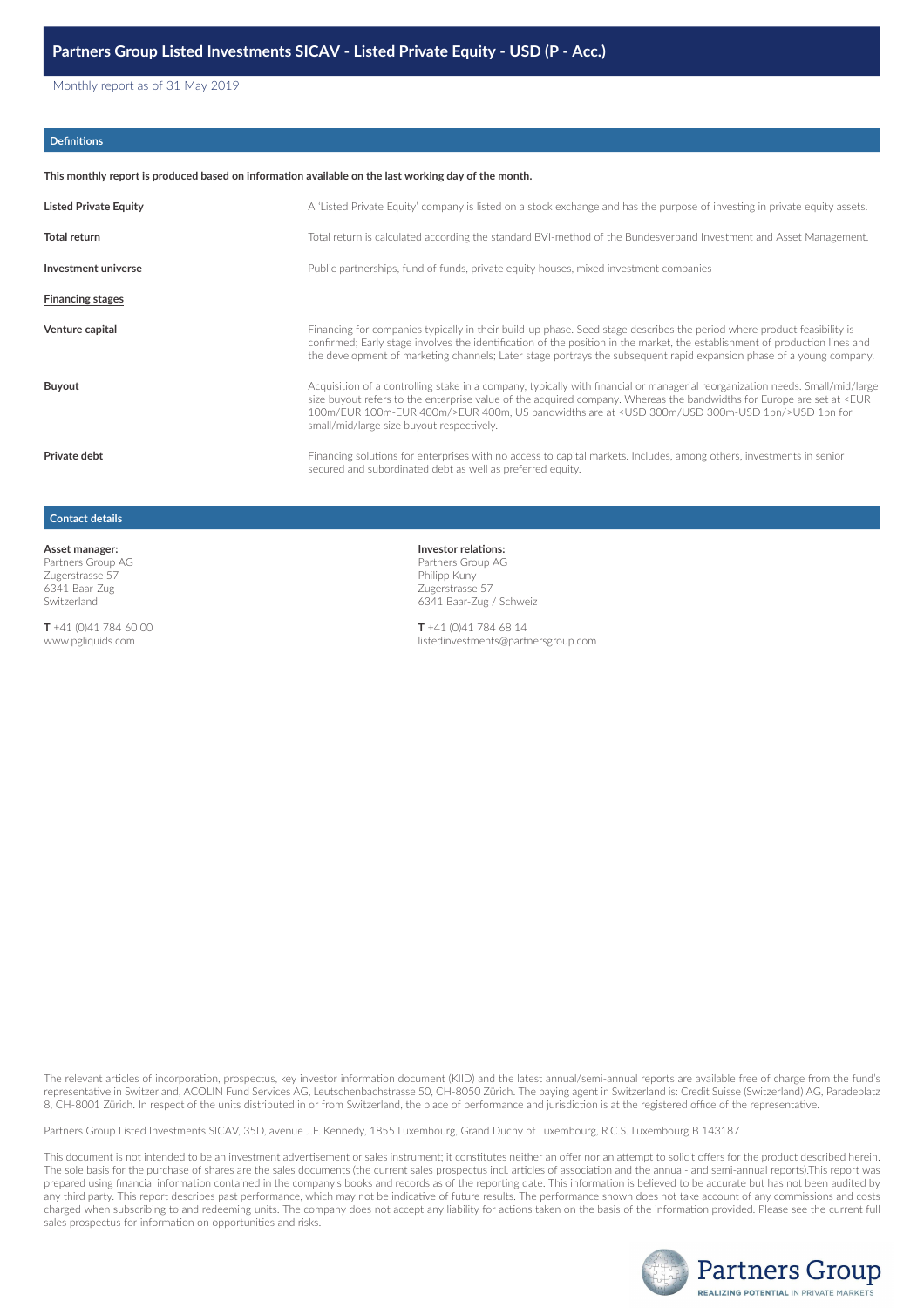# Partners Group Listed Investments SICAV - Listed Private Equity - USD (P - Acc.)

Monthly report as of 31 May 2019

## Definitions

**This monthly report is produced based on information available on the last working day of the month.**

| | |
|---|---|
| **Listed Private Equity** | A 'Listed Private Equity' company is listed on a stock exchange and has the purpose of investing in private equity assets. |
| **Total return** | Total return is calculated according the standard BVI-method of the Bundesverband Investment and Asset Management. |
| **Investment universe** | Public partnerships, fund of funds, private equity houses, mixed investment companies |
| **Financing stages** | |
| **Venture capital** | Financing for companies typically in their build-up phase. Seed stage describes the period where product feasibility is confirmed; Early stage involves the identification of the position in the market, the establishment of production lines and the development of marketing channels; Later stage portrays the subsequent rapid expansion phase of a young company. |
| **Buyout** | Acquisition of a controlling stake in a company, typically with financial or managerial reorganization needs. Small/mid/large size buyout refers to the enterprise value of the acquired company. Whereas the bandwidths for Europe are set at <EUR 100m/EUR 100m-EUR 400m/>EUR 400m, US bandwidths are at <USD 300m/USD 300m-USD 1bn/>USD 1bn for small/mid/large size buyout respectively. |
| **Private debt** | Financing solutions for enterprises with no access to capital markets. Includes, among others, investments in senior secured and subordinated debt as well as preferred equity. |

## Contact details

**Asset manager:**
Partners Group AG
Zugerstrasse 57
6341 Baar-Zug
Switzerland

**T** +41 (0)41 784 60 00
www.pgliquids.com

**Investor relations:**
Partners Group AG
Philipp Kuny
Zugerstrasse 57
6341 Baar-Zug / Schweiz

**T** +41 (0)41 784 68 14
listedinvestments@partnersgroup.com

The relevant articles of incorporation, prospectus, key investor information document (KIID) and the latest annual/semi-annual reports are available free of charge from the fund's representative in Switzerland, ACOLIN Fund Services AG, Leutschenbachstrasse 50, CH-8050 Zürich. The paying agent in Switzerland is: Credit Suisse (Switzerland) AG, Paradeplatz 8, CH-8001 Zürich. In respect of the units distributed in or from Switzerland, the place of performance and jurisdiction is at the registered office of the representative.

Partners Group Listed Investments SICAV, 35D, avenue J.F. Kennedy, 1855 Luxembourg, Grand Duchy of Luxembourg, R.C.S. Luxembourg B 143187

This document is not intended to be an investment advertisement or sales instrument; it constitutes neither an offer nor an attempt to solicit offers for the product described herein. The sole basis for the purchase of shares are the sales documents (the current sales prospectus incl. articles of association and the annual- and semi-annual reports).This report was prepared using financial information contained in the company's books and records as of the reporting date. This information is believed to be accurate but has not been audited by any third party. This report describes past performance, which may not be indicative of future results. The performance shown does not take account of any commissions and costs charged when subscribing to and redeeming units. The company does not accept any liability for actions taken on the basis of the information provided. Please see the current full sales prospectus for information on opportunities and risks.

Partners Group
REALIZING POTENTIAL IN PRIVATE MARKETS